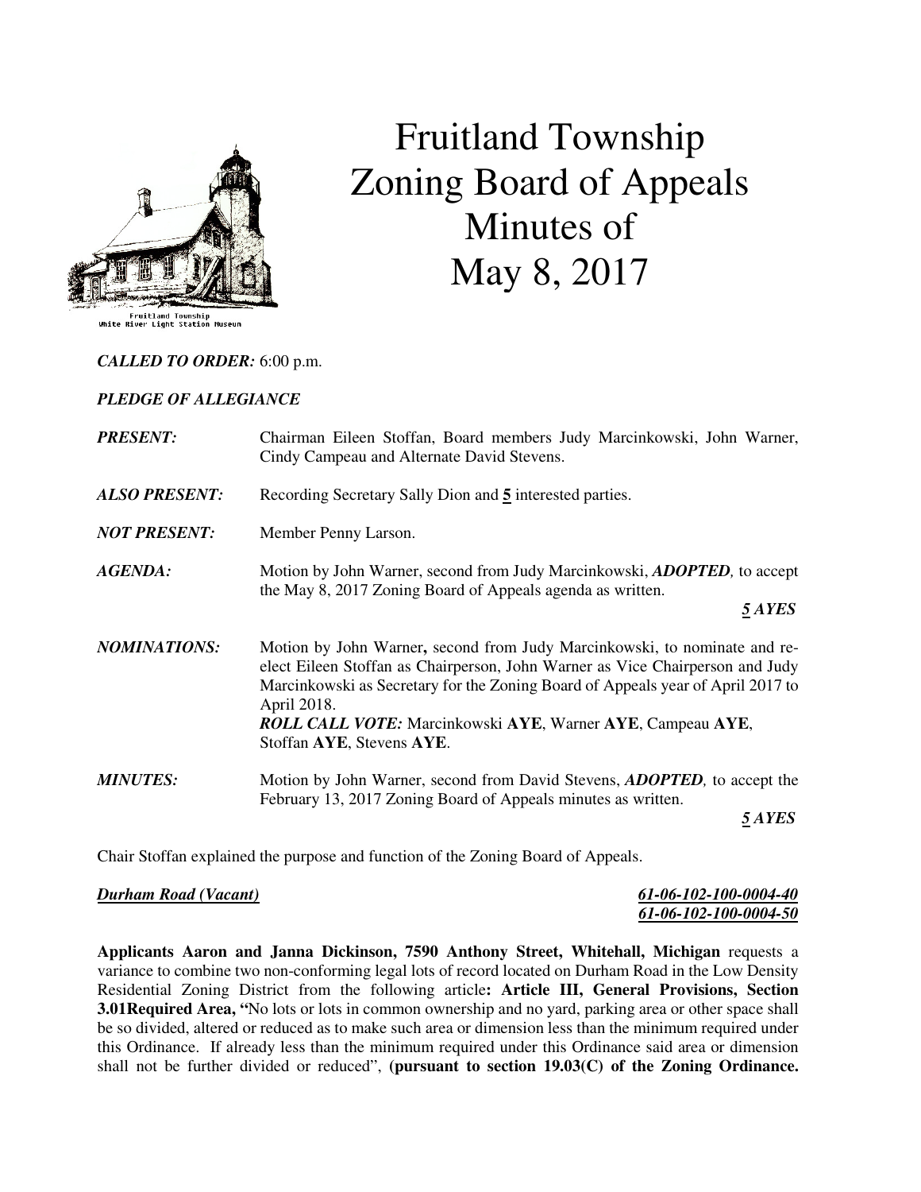# Fruitland Township Zoning Board of Appeals Minutes of May 8, 2017

***CALLED TO ORDER:*** 6:00 p.m.

***PLEDGE OF ALLEGIANCE***

***PRESENT:*** Chairman Eileen Stoffan, Board members Judy Marcinkowski, John Warner, Cindy Campeau and Alternate David Stevens.

***ALSO PRESENT:*** Recording Secretary Sally Dion and **5** interested parties.

***NOT PRESENT:*** Member Penny Larson.

***AGENDA:*** Motion by John Warner, second from Judy Marcinkowski, ***ADOPTED,*** to accept the May 8, 2017 Zoning Board of Appeals agenda as written.

***5 AYES***

***NOMINATIONS:*** Motion by John Warner**,** second from Judy Marcinkowski, to nominate and re-elect Eileen Stoffan as Chairperson, John Warner as Vice Chairperson and Judy Marcinkowski as Secretary for the Zoning Board of Appeals year of April 2017 to April 2018.
***ROLL CALL VOTE:*** Marcinkowski **AYE**, Warner **AYE**, Campeau **AYE**, Stoffan **AYE**, Stevens **AYE**.

***MINUTES:*** Motion by John Warner, second from David Stevens, ***ADOPTED,*** to accept the February 13, 2017 Zoning Board of Appeals minutes as written.

***5 AYES***

Chair Stoffan explained the purpose and function of the Zoning Board of Appeals.

***Durham Road (Vacant)*** ***61-06-102-100-0004-40***
***61-06-102-100-0004-50***

**Applicants Aaron and Janna Dickinson, 7590 Anthony Street, Whitehall, Michigan** requests a variance to combine two non-conforming legal lots of record located on Durham Road in the Low Density Residential Zoning District from the following article**: Article III, General Provisions, Section 3.01Required Area, "**No lots or lots in common ownership and no yard, parking area or other space shall be so divided, altered or reduced as to make such area or dimension less than the minimum required under this Ordinance. If already less than the minimum required under this Ordinance said area or dimension shall not be further divided or reduced", **(pursuant to section 19.03(C) of the Zoning Ordinance.**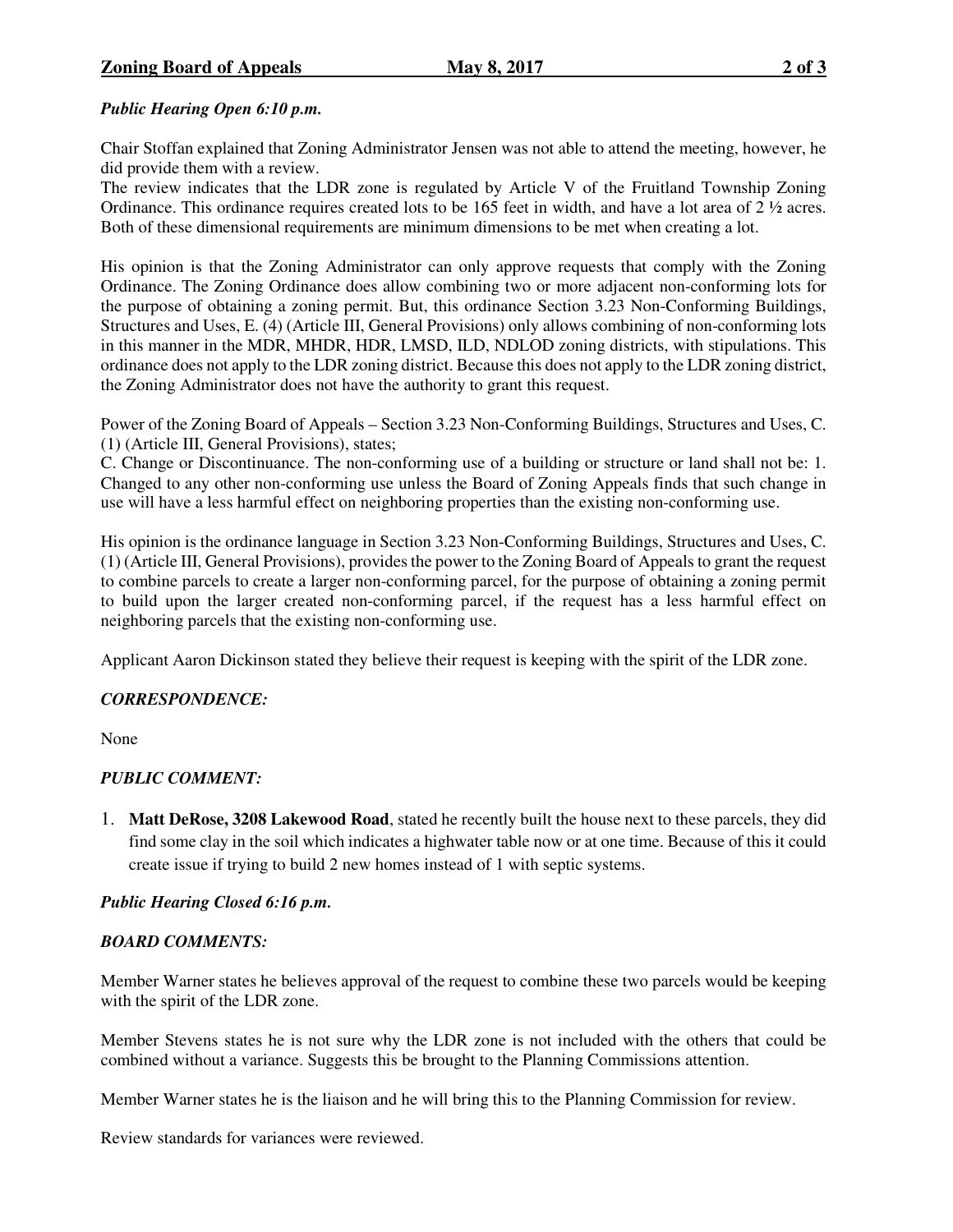***Public Hearing Open 6:10 p.m.***

Chair Stoffan explained that Zoning Administrator Jensen was not able to attend the meeting, however, he did provide them with a review.
The review indicates that the LDR zone is regulated by Article V of the Fruitland Township Zoning Ordinance. This ordinance requires created lots to be 165 feet in width, and have a lot area of 2 ½ acres. Both of these dimensional requirements are minimum dimensions to be met when creating a lot.

His opinion is that the Zoning Administrator can only approve requests that comply with the Zoning Ordinance. The Zoning Ordinance does allow combining two or more adjacent non-conforming lots for the purpose of obtaining a zoning permit. But, this ordinance Section 3.23 Non-Conforming Buildings, Structures and Uses, E. (4) (Article III, General Provisions) only allows combining of non-conforming lots in this manner in the MDR, MHDR, HDR, LMSD, ILD, NDLOD zoning districts, with stipulations. This ordinance does not apply to the LDR zoning district. Because this does not apply to the LDR zoning district, the Zoning Administrator does not have the authority to grant this request.

Power of the Zoning Board of Appeals – Section 3.23 Non-Conforming Buildings, Structures and Uses, C. (1) (Article III, General Provisions), states;
C. Change or Discontinuance. The non-conforming use of a building or structure or land shall not be: 1. Changed to any other non-conforming use unless the Board of Zoning Appeals finds that such change in use will have a less harmful effect on neighboring properties than the existing non-conforming use.

His opinion is the ordinance language in Section 3.23 Non-Conforming Buildings, Structures and Uses, C. (1) (Article III, General Provisions), provides the power to the Zoning Board of Appeals to grant the request to combine parcels to create a larger non-conforming parcel, for the purpose of obtaining a zoning permit to build upon the larger created non-conforming parcel, if the request has a less harmful effect on neighboring parcels that the existing non-conforming use.

Applicant Aaron Dickinson stated they believe their request is keeping with the spirit of the LDR zone.

***CORRESPONDENCE:***

None

***PUBLIC COMMENT:***

1. **Matt DeRose, 3208 Lakewood Road**, stated he recently built the house next to these parcels, they did find some clay in the soil which indicates a highwater table now or at one time. Because of this it could create issue if trying to build 2 new homes instead of 1 with septic systems.

***Public Hearing Closed 6:16 p.m.***

***BOARD COMMENTS:***

Member Warner states he believes approval of the request to combine these two parcels would be keeping with the spirit of the LDR zone.

Member Stevens states he is not sure why the LDR zone is not included with the others that could be combined without a variance. Suggests this be brought to the Planning Commissions attention.

Member Warner states he is the liaison and he will bring this to the Planning Commission for review.

Review standards for variances were reviewed.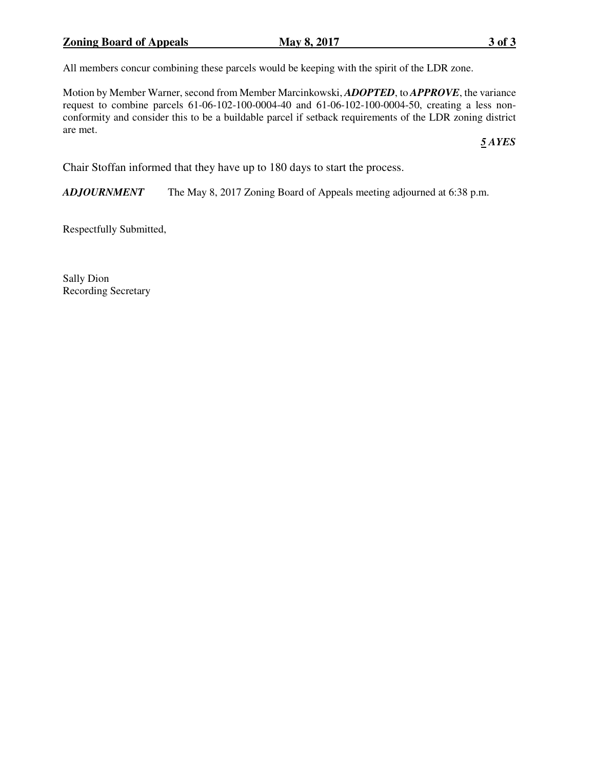All members concur combining these parcels would be keeping with the spirit of the LDR zone.

Motion by Member Warner, second from Member Marcinkowski, ***ADOPTED***, to ***APPROVE***, the variance request to combine parcels 61-06-102-100-0004-40 and 61-06-102-100-0004-50, creating a less non-conformity and consider this to be a buildable parcel if setback requirements of the LDR zoning district are met.

***5 AYES***

Chair Stoffan informed that they have up to 180 days to start the process.

***ADJOURNMENT*** The May 8, 2017 Zoning Board of Appeals meeting adjourned at 6:38 p.m.

Respectfully Submitted,

Sally Dion
Recording Secretary